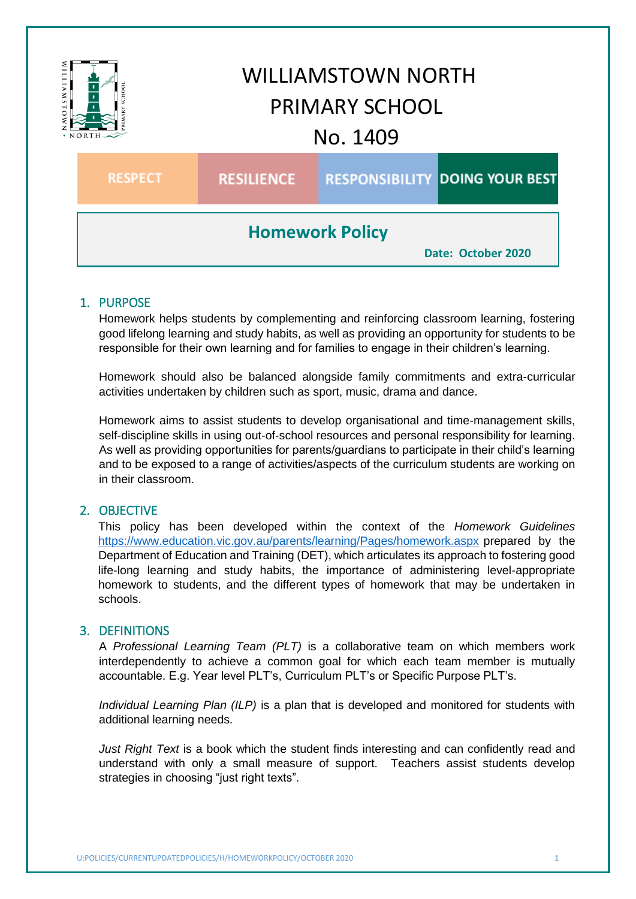# WILLIAMSTOWN NORTH PRIMARY SCHOOL

No. 1409

| RESPECT | RESILIENCE | RESPONSIBILITY | DOING YOUR BEST |
|---|---|---|---|

## Homework Policy

**Date: October 2020**

### 1. PURPOSE

Homework helps students by complementing and reinforcing classroom learning, fostering good lifelong learning and study habits, as well as providing an opportunity for students to be responsible for their own learning and for families to engage in their children's learning.

Homework should also be balanced alongside family commitments and extra-curricular activities undertaken by children such as sport, music, drama and dance.

Homework aims to assist students to develop organisational and time-management skills, self-discipline skills in using out-of-school resources and personal responsibility for learning. As well as providing opportunities for parents/guardians to participate in their child's learning and to be exposed to a range of activities/aspects of the curriculum students are working on in their classroom.

### 2. OBJECTIVE

This policy has been developed within the context of the *Homework Guidelines* https://www.education.vic.gov.au/parents/learning/Pages/homework.aspx prepared by the Department of Education and Training (DET), which articulates its approach to fostering good life-long learning and study habits, the importance of administering level-appropriate homework to students, and the different types of homework that may be undertaken in schools.

### 3. DEFINITIONS

A *Professional Learning Team (PLT)* is a collaborative team on which members work interdependently to achieve a common goal for which each team member is mutually accountable. E.g. Year level PLT's, Curriculum PLT's or Specific Purpose PLT's.

*Individual Learning Plan (ILP)* is a plan that is developed and monitored for students with additional learning needs.

*Just Right Text* is a book which the student finds interesting and can confidently read and understand with only a small measure of support. Teachers assist students develop strategies in choosing "just right texts".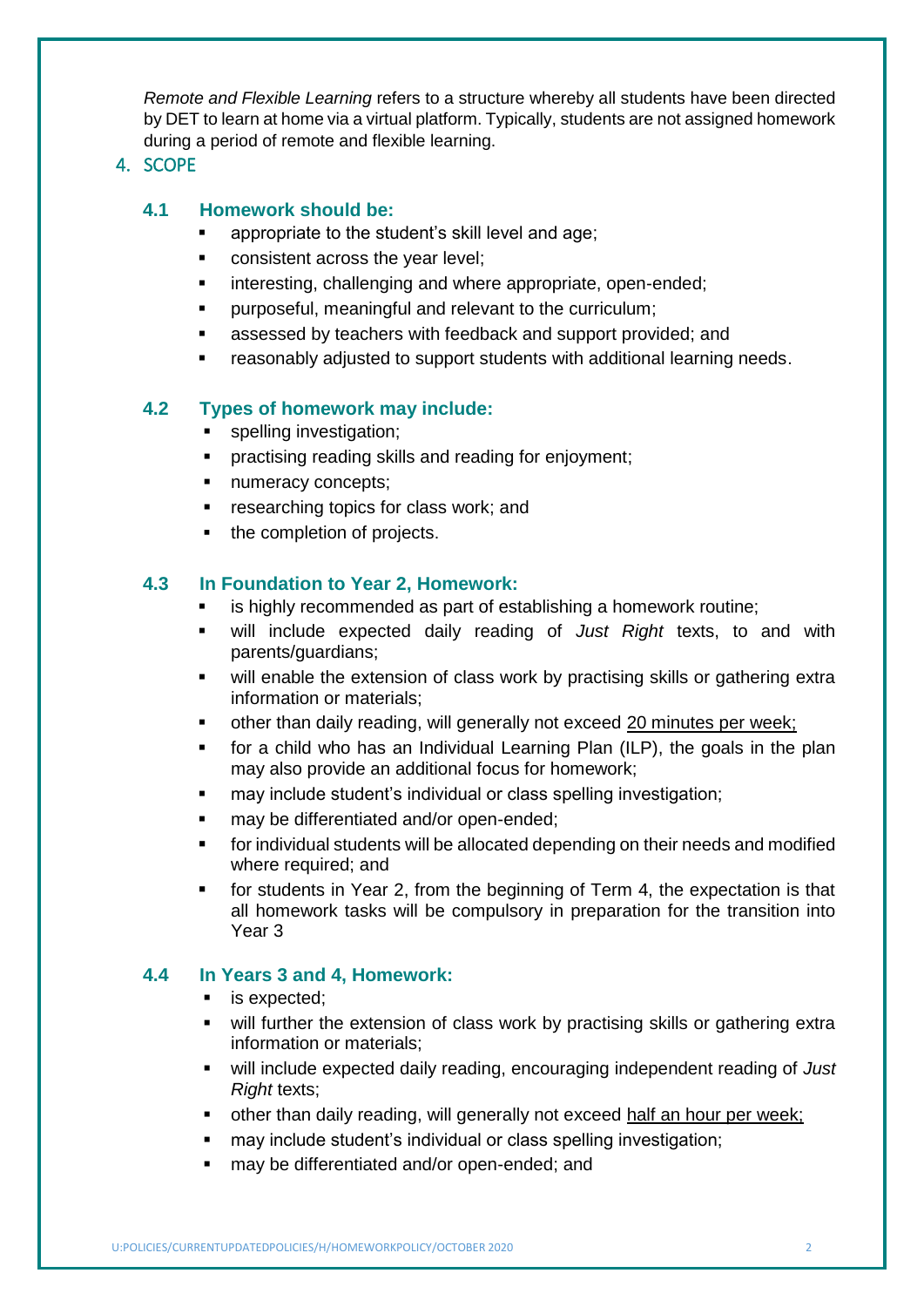*Remote and Flexible Learning* refers to a structure whereby all students have been directed by DET to learn at home via a virtual platform. Typically, students are not assigned homework during a period of remote and flexible learning.

## 4. SCOPE

### 4.1 Homework should be:

- appropriate to the student's skill level and age;
- consistent across the year level;
- interesting, challenging and where appropriate, open-ended;
- purposeful, meaningful and relevant to the curriculum;
- assessed by teachers with feedback and support provided; and
- reasonably adjusted to support students with additional learning needs.

### 4.2 Types of homework may include:

- spelling investigation;
- practising reading skills and reading for enjoyment;
- numeracy concepts;
- researching topics for class work; and
- the completion of projects.

### 4.3 In Foundation to Year 2, Homework:

- is highly recommended as part of establishing a homework routine;
- will include expected daily reading of *Just Right* texts, to and with parents/guardians;
- will enable the extension of class work by practising skills or gathering extra information or materials;
- other than daily reading, will generally not exceed <u>20 minutes per week;</u>
- for a child who has an Individual Learning Plan (ILP), the goals in the plan may also provide an additional focus for homework;
- may include student's individual or class spelling investigation;
- may be differentiated and/or open-ended;
- for individual students will be allocated depending on their needs and modified where required; and
- for students in Year 2, from the beginning of Term 4, the expectation is that all homework tasks will be compulsory in preparation for the transition into Year 3

### 4.4 In Years 3 and 4, Homework:

- is expected;
- will further the extension of class work by practising skills or gathering extra information or materials;
- will include expected daily reading, encouraging independent reading of *Just Right* texts;
- other than daily reading, will generally not exceed <u>half an hour per week;</u>
- may include student's individual or class spelling investigation;
- may be differentiated and/or open-ended; and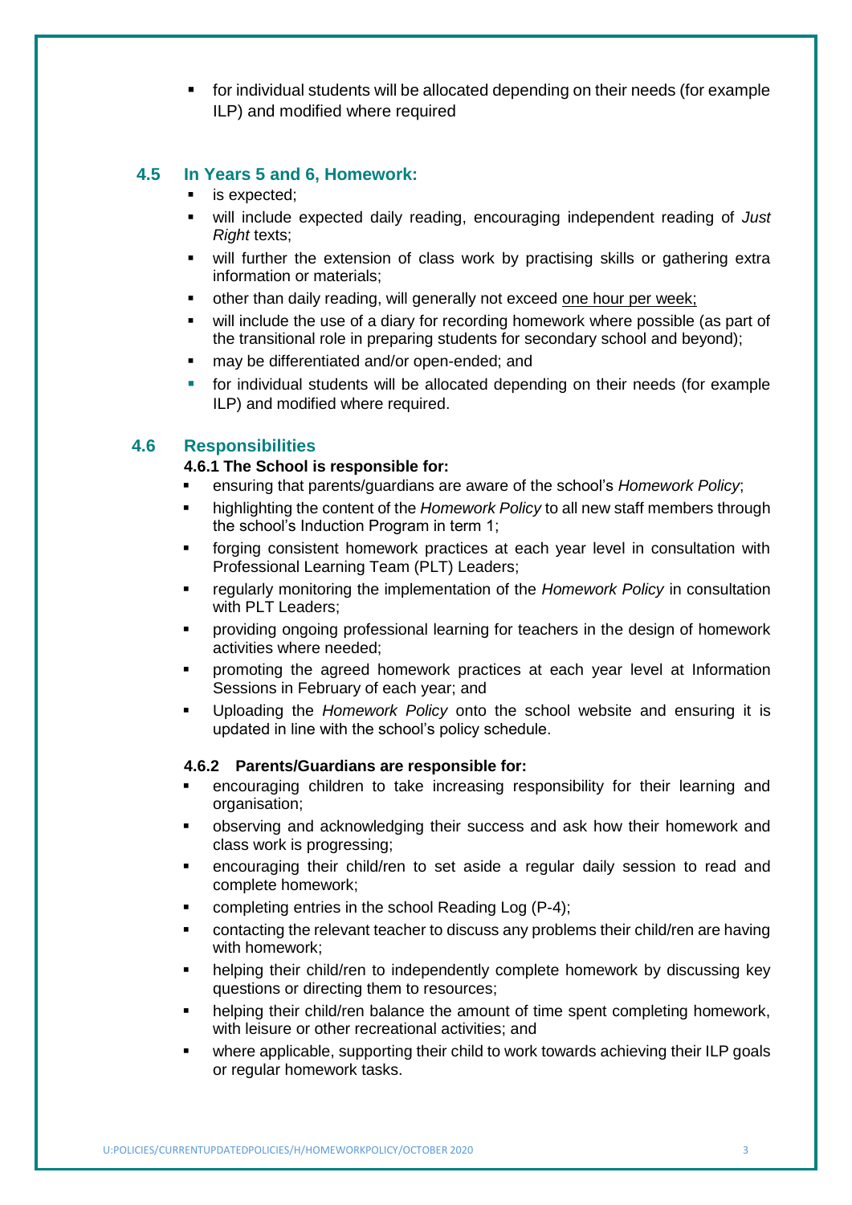- for individual students will be allocated depending on their needs (for example ILP) and modified where required

### 4.5 In Years 5 and 6, Homework:

- is expected;
- will include expected daily reading, encouraging independent reading of *Just Right* texts;
- will further the extension of class work by practising skills or gathering extra information or materials;
- other than daily reading, will generally not exceed <u>one hour per week;</u>
- will include the use of a diary for recording homework where possible (as part of the transitional role in preparing students for secondary school and beyond);
- may be differentiated and/or open-ended; and
- for individual students will be allocated depending on their needs (for example ILP) and modified where required.

### 4.6 Responsibilities

#### 4.6.1 The School is responsible for:

- ensuring that parents/guardians are aware of the school's *Homework Policy*;
- highlighting the content of the *Homework Policy* to all new staff members through the school's Induction Program in term 1;
- forging consistent homework practices at each year level in consultation with Professional Learning Team (PLT) Leaders;
- regularly monitoring the implementation of the *Homework Policy* in consultation with PLT Leaders;
- providing ongoing professional learning for teachers in the design of homework activities where needed;
- promoting the agreed homework practices at each year level at Information Sessions in February of each year; and
- Uploading the *Homework Policy* onto the school website and ensuring it is updated in line with the school's policy schedule.

#### 4.6.2 Parents/Guardians are responsible for:

- encouraging children to take increasing responsibility for their learning and organisation;
- observing and acknowledging their success and ask how their homework and class work is progressing;
- encouraging their child/ren to set aside a regular daily session to read and complete homework;
- completing entries in the school Reading Log (P-4);
- contacting the relevant teacher to discuss any problems their child/ren are having with homework;
- helping their child/ren to independently complete homework by discussing key questions or directing them to resources;
- helping their child/ren balance the amount of time spent completing homework, with leisure or other recreational activities; and
- where applicable, supporting their child to work towards achieving their ILP goals or regular homework tasks.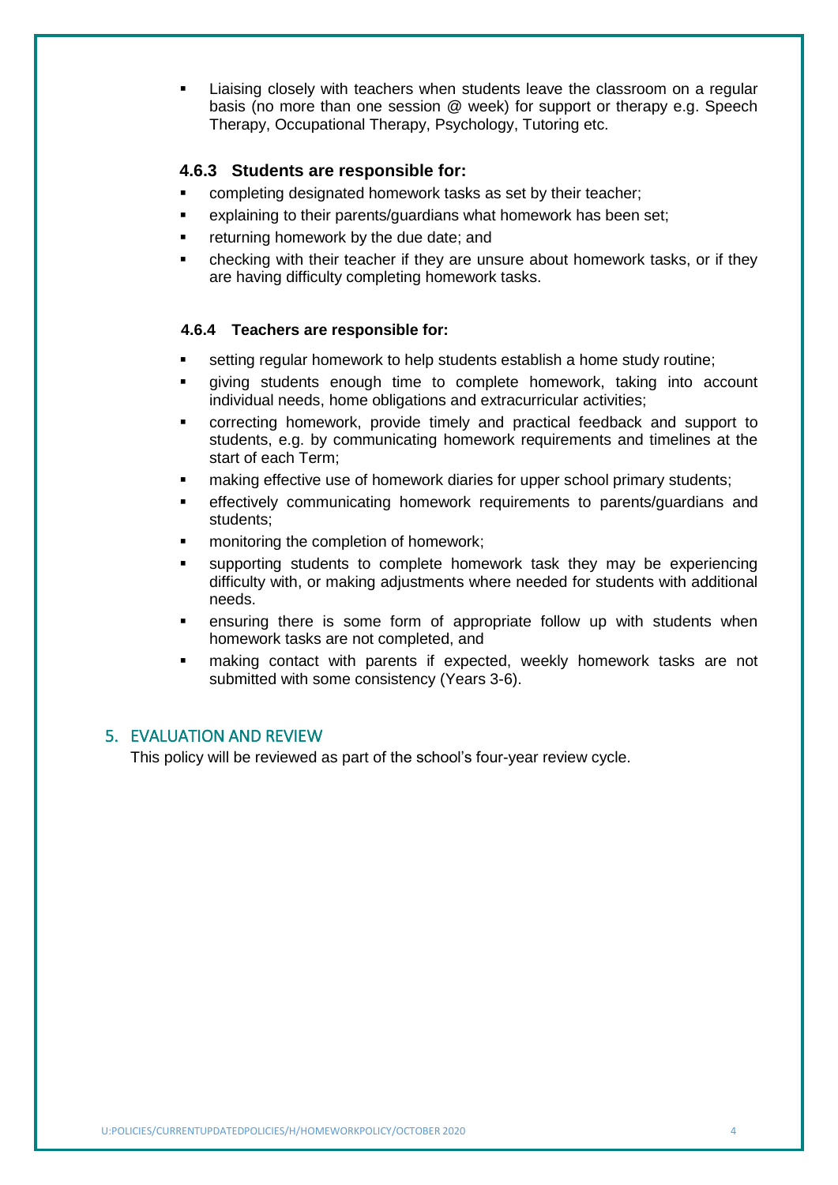- Liaising closely with teachers when students leave the classroom on a regular basis (no more than one session @ week) for support or therapy e.g. Speech Therapy, Occupational Therapy, Psychology, Tutoring etc.

#### 4.6.3 Students are responsible for:

- completing designated homework tasks as set by their teacher;
- explaining to their parents/guardians what homework has been set;
- returning homework by the due date; and
- checking with their teacher if they are unsure about homework tasks, or if they are having difficulty completing homework tasks.

#### 4.6.4 Teachers are responsible for:

- setting regular homework to help students establish a home study routine;
- giving students enough time to complete homework, taking into account individual needs, home obligations and extracurricular activities;
- correcting homework, provide timely and practical feedback and support to students, e.g. by communicating homework requirements and timelines at the start of each Term;
- making effective use of homework diaries for upper school primary students;
- effectively communicating homework requirements to parents/guardians and students;
- monitoring the completion of homework;
- supporting students to complete homework task they may be experiencing difficulty with, or making adjustments where needed for students with additional needs.
- ensuring there is some form of appropriate follow up with students when homework tasks are not completed, and
- making contact with parents if expected, weekly homework tasks are not submitted with some consistency (Years 3-6).

## 5. EVALUATION AND REVIEW

This policy will be reviewed as part of the school's four-year review cycle.